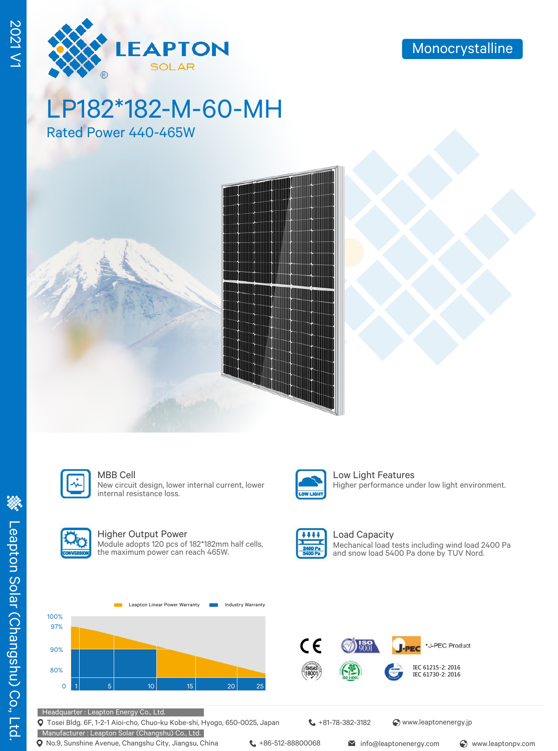2021 V1

LEAPTON SOLAR

Monocrystalline

# LP182*182-M-60-MH

## Rated Power 440-465W

**MBB Cell**
New circuit design, lower internal current, lower internal resistance loss.

**Low Light Features**
Higher performance under low light environment.

**Higher Output Power**
Module adopts 120 pcs of 182*182mm half cells, the maximum power can reach 465W.

**Load Capacity**
Mechanical load tests including wind load 2400 Pa and snow load 5400 Pa done by TUV Nord.

Leapton Linear Power Warranty | Industry Warranty

100%, 97%, 90%, 80%, 0 | 1, 5, 10, 15, 20, 25

*J-PEC Product

IEC 61215-2: 2016
IEC 61730-2: 2016

Headquarter : Leapton Energy Co., Ltd.
Tosei Bldg. 6F, 1-2-1 Aioi-cho, Chuo-ku Kobe-shi, Hyogo, 650-0025, Japan | +81-78-382-3182 | www.leaptonenergy.jp

Manufacturer : Leapton Solar (Changshu) Co., Ltd.
No.9, Sunshine Avenue, Changshu City, Jiangsu, China | +86-512-88800068 | info@leaptonenergy.com | www.leaptonpv.com

Leapton Solar (Changshu) Co., Ltd.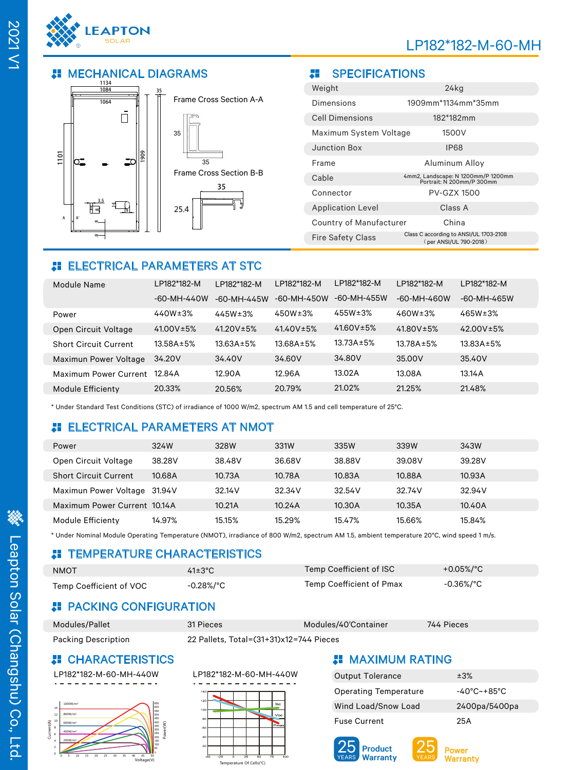# LP182*182-M-60-MH

## MECHANICAL DIAGRAMS

1134
1084
1064
35
1101
1909
3.5
14
A
A'

Frame Cross Section A-A

35
35

Frame Cross Section B-B

35
25.4

## SPECIFICATIONS

| | |
|---|---|
| Weight | 24kg |
| Dimensions | 1909mm*1134mm*35mm |
| Cell Dimensions | 182*182mm |
| Maximum System Voltage | 1500V |
| Junction Box | IP68 |
| Frame | Aluminum Alloy |
| Cable | 4mm2, Landscape: N 1200mm/P 1200mm Portrait: N 200mm/P 300mm |
| Connector | PV-GZX 1500 |
| Application Level | Class A |
| Country of Manufacturer | China |
| Fire Safety Class | Class C according to ANSI/UL 1703-2108 (per ANSI/UL 790-2018) |

## ELECTRICAL PARAMETERS AT STC

| Module Name | LP182*182-M-60-MH-440W | LP182*182-M-60-MH-445W | LP182*182-M-60-MH-450W | LP182*182-M-60-MH-455W | LP182*182-M-60-MH-460W | LP182*182-M-60-MH-465W |
|---|---|---|---|---|---|---|
| Power | 440W±3% | 445W±3% | 450W±3% | 455W±3% | 460W±3% | 465W±3% |
| Open Circuit Voltage | 41.00V±5% | 41.20V±5% | 41.40V±5% | 41.60V±5% | 41.80V±5% | 42.00V±5% |
| Short Circuit Current | 13.58A±5% | 13.63A±5% | 13.68A±5% | 13.73A±5% | 13.78A±5% | 13.83A±5% |
| Maximun Power Voltage | 34.20V | 34.40V | 34.60V | 34.80V | 35.00V | 35.40V |
| Maximum Power Current | 12.84A | 12.90A | 12.96A | 13.02A | 13.08A | 13.14A |
| Module Efficiency | 20.33% | 20.56% | 20.79% | 21.02% | 21.25% | 21.48% |

* Under Standard Test Conditions (STC) of irradiance of 1000 W/m2, spectrum AM 1.5 and cell temperature of 25°C.

## ELECTRICAL PARAMETERS AT NMOT

| | | | | | | |
|---|---|---|---|---|---|---|
| Power | 324W | 328W | 331W | 335W | 339W | 343W |
| Open Circuit Voltage | 38.28V | 38.48V | 36.68V | 38.88V | 39.08V | 39.28V |
| Short Circuit Current | 10.68A | 10.73A | 10.78A | 10.83A | 10.88A | 10.93A |
| Maximun Power Voltage | 31.94V | 32.14V | 32.34V | 32.54V | 32.74V | 32.94V |
| Maximum Power Current | 10.14A | 10.21A | 10.24A | 10.30A | 10.35A | 10.40A |
| Module Efficiency | 14.97% | 15.15% | 15.29% | 15.47% | 15.66% | 15.84% |

* Under Nominal Module Operating Temperature (NMOT), irradiance of 800 W/m2, spectrum AM 1.5, ambient temperature 20°C, wind speed 1 m/s.

## TEMPERATURE CHARACTERISTICS

| | | | |
|---|---|---|---|
| NMOT | 41±3°C | Temp Coefficient of ISC | +0.05%/°C |
| Temp Coefficient of VOC | -0.28%/°C | Temp Coefficient of Pmax | -0.36%/°C |

## PACKING CONFIGURATION

| | | | |
|---|---|---|---|
| Modules/Pallet | 31 Pieces | Modules/40'Container | 744 Pieces |
| Packing Description | 22 Pallets, Total=(31+31)x12=744 Pieces | | |

## CHARACTERISTICS

LP182*182-M-60-MH-440W

1000W/m²
800W/m²
600W/m²
400W/m²
200W/m²
Current(A)
Power(W)
Voltage(V)

LP182*182-M-60-MH-440W

Isc
Voc
Pmax
Temperature Of Cells(°C)

## MAXIMUM RATING

| | |
|---|---|
| Output Tolerance | ±3% |
| Operating Temperature | -40°C~+85°C |
| Wind Load/Snow Load | 2400pa/5400pa |
| Fuse Current | 25A |

25 YEARS Product Warranty

25 YEARS Power Warranty